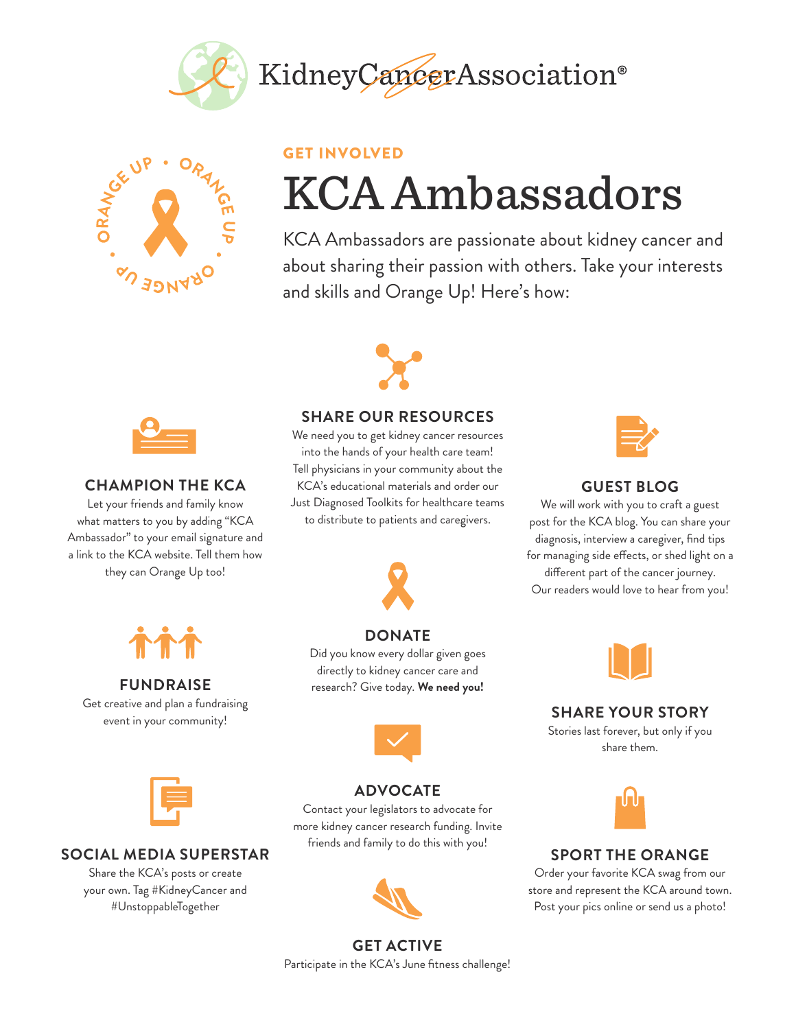Kidney Cancer Association®

ORANGE UP • ORANGE UP • ORANGE UP

GET INVOLVED

# KCA Ambassadors

KCA Ambassadors are passionate about kidney cancer and about sharing their passion with others. Take your interests and skills and Orange Up! Here's how:

## CHAMPION THE KCA

Let your friends and family know what matters to you by adding "KCA Ambassador" to your email signature and a link to the KCA website. Tell them how they can Orange Up too!

## SHARE OUR RESOURCES

We need you to get kidney cancer resources into the hands of your health care team! Tell physicians in your community about the KCA's educational materials and order our Just Diagnosed Toolkits for healthcare teams to distribute to patients and caregivers.

## GUEST BLOG

We will work with you to craft a guest post for the KCA blog. You can share your diagnosis, interview a caregiver, find tips for managing side effects, or shed light on a different part of the cancer journey. Our readers would love to hear from you!

## FUNDRAISE

Get creative and plan a fundraising event in your community!

## DONATE

Did you know every dollar given goes directly to kidney cancer care and research? Give today. **We need you!**

## SHARE YOUR STORY

Stories last forever, but only if you share them.

## SOCIAL MEDIA SUPERSTAR

Share the KCA's posts or create your own. Tag #KidneyCancer and #UnstoppableTogether

## ADVOCATE

Contact your legislators to advocate for more kidney cancer research funding. Invite friends and family to do this with you!

## SPORT THE ORANGE

Order your favorite KCA swag from our store and represent the KCA around town. Post your pics online or send us a photo!

## GET ACTIVE

Participate in the KCA's June fitness challenge!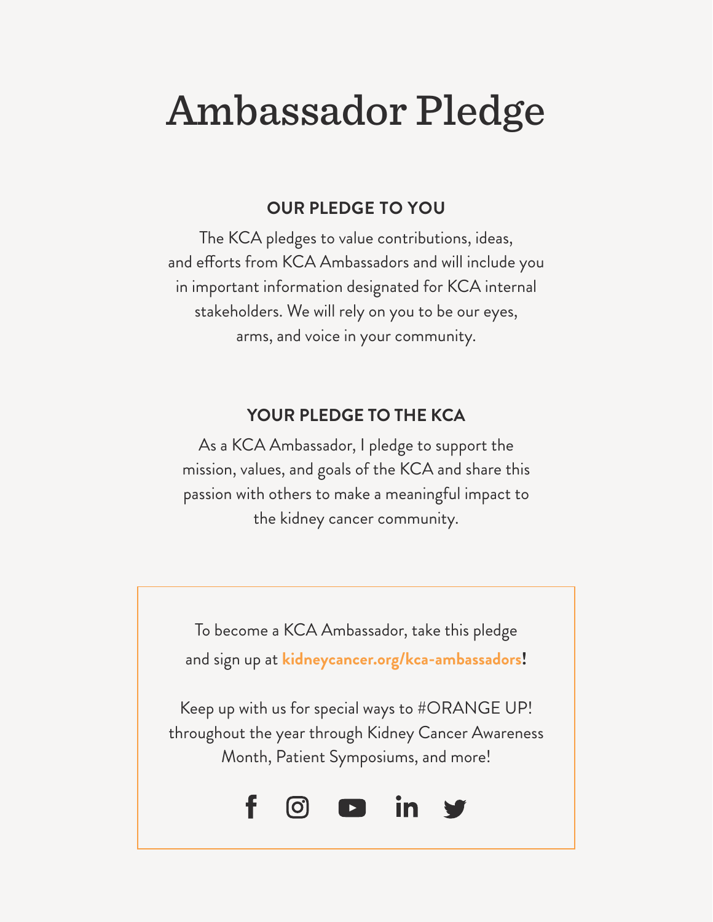# Ambassador Pledge

## OUR PLEDGE TO YOU

The KCA pledges to value contributions, ideas, and efforts from KCA Ambassadors and will include you in important information designated for KCA internal stakeholders. We will rely on you to be our eyes, arms, and voice in your community.

## YOUR PLEDGE TO THE KCA

As a KCA Ambassador, I pledge to support the mission, values, and goals of the KCA and share this passion with others to make a meaningful impact to the kidney cancer community.

To become a KCA Ambassador, take this pledge and sign up at **kidneycancer.org/kca-ambassadors**!

Keep up with us for special ways to #ORANGE UP! throughout the year through Kidney Cancer Awareness Month, Patient Symposiums, and more!